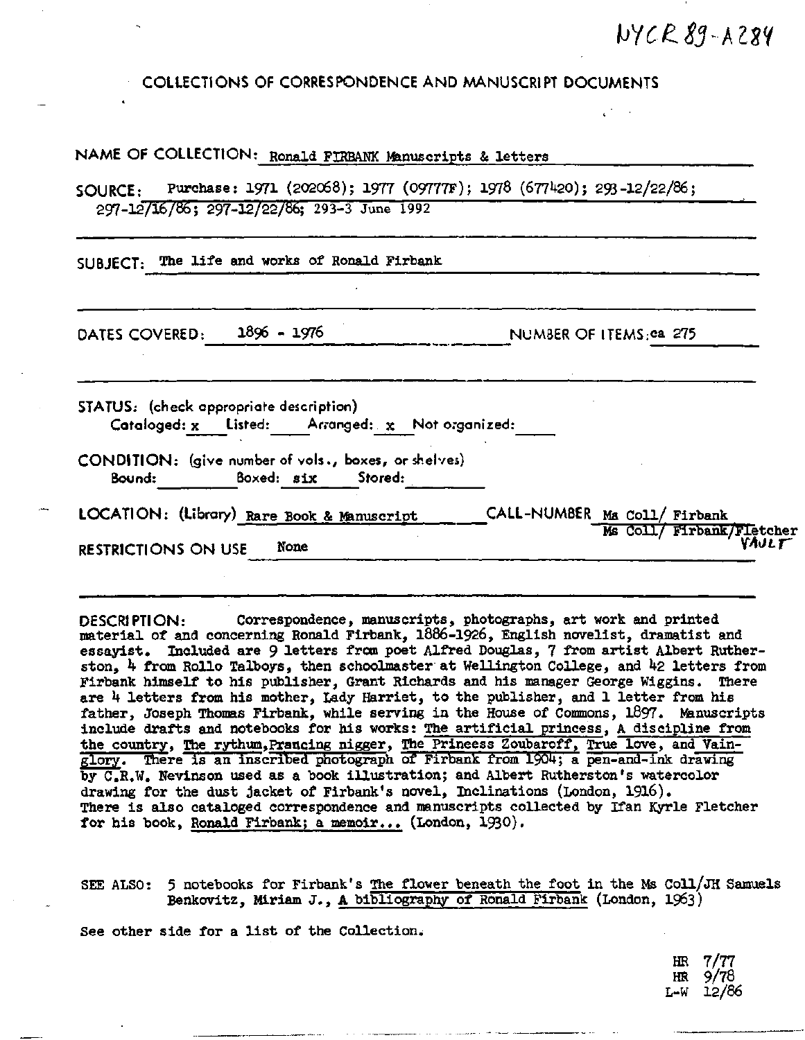NYCR 89-A284

# COLLECTIONS OF CORRESPONDENCE AND MANUSCRIPT DOCUMENTS

**NAME OF COLLECTION:** Ronald FIRBANK Manuscripts & letters

**SOURCE:** Purchase: 1971 (202068); 1977 (09777F); 1978 (677420); 293-12/22/86; 297-12/16/86; 297-12/22/86; 293-3 June 1992

**SUBJECT:** The life and works of Ronald Firbank

**DATES COVERED:** 1896 - 1976 **NUMBER OF ITEMS:** ca 275

**STATUS:** (check appropriate description)
Cataloged: x Listed: Arranged: x Not organized:

**CONDITION:** (give number of vols., boxes, or shelves)
Bound: Boxed: six Stored:

**LOCATION:** (Library) Rare Book & Manuscript **CALL-NUMBER** Ms Coll/ Firbank
Ms Coll/ Firbank/Fletcher
VAULT

**RESTRICTIONS ON USE** None

**DESCRIPTION:** Correspondence, manuscripts, photographs, art work and printed material of and concerning Ronald Firbank, 1886-1926, English novelist, dramatist and essayist. Included are 9 letters from poet Alfred Douglas, 7 from artist Albert Rutherston, 4 from Rollo Talboys, then schoolmaster at Wellington College, and 42 letters from Firbank himself to his publisher, Grant Richards and his manager George Wiggins. There are 4 letters from his mother, Lady Harriet, to the publisher, and 1 letter from his father, Joseph Thomas Firbank, while serving in the House of Commons, 1897. Manuscripts include drafts and notebooks for his works: The artificial princess, A discipline from the country, The rythum,Prancing nigger, The Princess Zoubaroff, True love, and Vainglory. There is an inscribed photograph of Firbank from 1904; a pen-and-ink drawing by C.R.W. Nevinson used as a book illustration; and Albert Rutherston's watercolor drawing for the dust jacket of Firbank's novel, Inclinations (London, 1916). There is also cataloged correspondence and manuscripts collected by Ifan Kyrle Fletcher for his book, Ronald Firbank; a memoir... (London, 1930).

SEE ALSO: 5 notebooks for Firbank's The flower beneath the foot in the Ms Coll/JH Samuels
Benkovitz, Miriam J., A bibliography of Ronald Firbank (London, 1963)

See other side for a list of the Collection.

HR 7/77
HR 9/78
L-W 12/86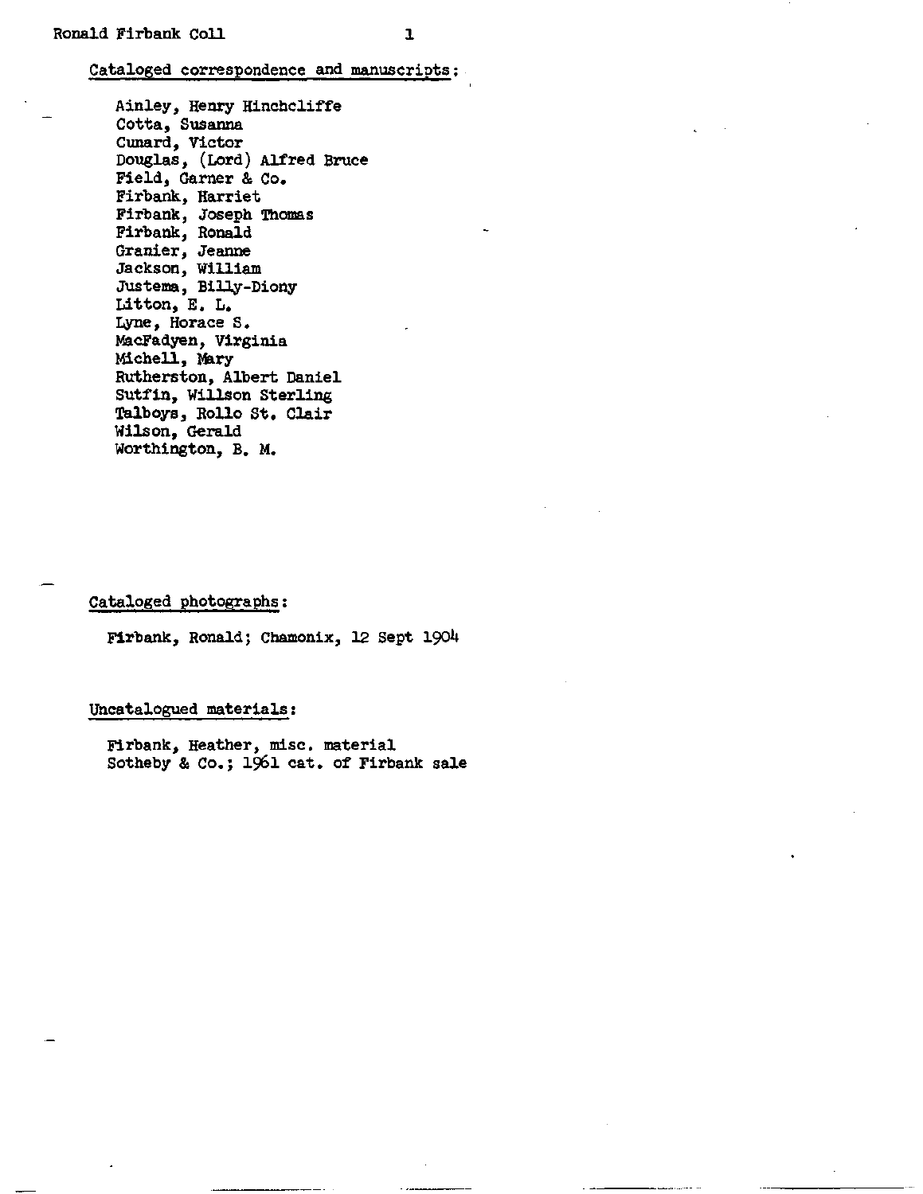Cataloged correspondence and manuscripts:

Ainley, Henry Hinchcliffe
Cotta, Susanna
Cunard, Victor
Douglas, (Lord) Alfred Bruce
Field, Garner & Co.
Firbank, Harriet
Firbank, Joseph Thomas
Firbank, Ronald
Granier, Jeanne
Jackson, William
Justema, Billy-Diony
Litton, E. L.
Lyne, Horace S.
MacFadyen, Virginia
Michell, Mary
Rutherston, Albert Daniel
Sutfin, Willson Sterling
Talboys, Rollo St. Clair
Wilson, Gerald
Worthington, B. M.

Cataloged photographs:

Firbank, Ronald; Chamonix, 12 Sept 1904

Uncatalogued materials:

Firbank, Heather, misc. material
Sotheby & Co.; 1961 cat. of Firbank sale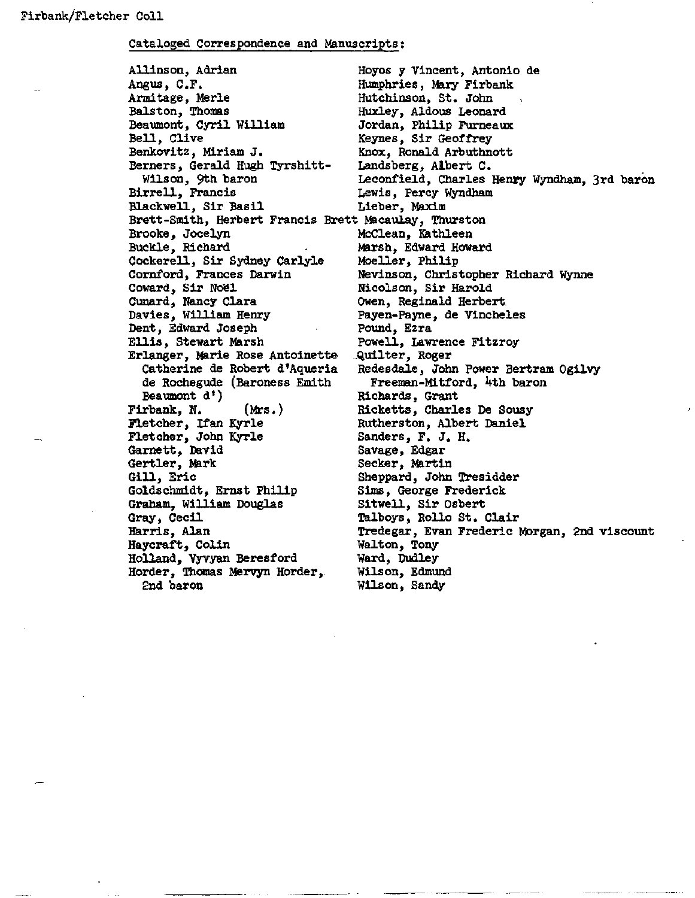Cataloged Correspondence and Manuscripts:

- Allinson, Adrian
- Angus, C.F.
- Armitage, Merle
- Balston, Thomas
- Beaumont, Cyril William
- Bell, Clive
- Benkovitz, Miriam J.
- Berners, Gerald Hugh Tyrshitt-Wilson, 9th baron
- Birrell, Francis
- Blackwell, Sir Basil
- Brett-Smith, Herbert Francis Brett
- Brooke, Jocelyn
- Buckle, Richard
- Cockerell, Sir Sydney Carlyle
- Cornford, Frances Darwin
- Coward, Sir Noël
- Cunard, Nancy Clara
- Davies, William Henry
- Dent, Edward Joseph
- Ellis, Stewart Marsh
- Erlanger, Marie Rose Antoinette Catherine de Robert d'Aqueria de Rochegude (Baroness Emith Beaumont d')
- Firbank, N. (Mrs.)
- Fletcher, Ifan Kyrle
- Fletcher, John Kyrle
- Garnett, David
- Gertler, Mark
- Gill, Eric
- Goldschmidt, Ernst Philip
- Graham, William Douglas
- Gray, Cecil
- Harris, Alan
- Haycraft, Colin
- Holland, Vyvyan Beresford
- Horder, Thomas Mervyn Horder, 2nd baron
- Hoyos y Vincent, Antonio de
- Humphries, Mary Firbank
- Hutchinson, St. John
- Huxley, Aldous Leonard
- Jordan, Philip Furneaux
- Keynes, Sir Geoffrey
- Knox, Ronald Arbuthnott
- Landsberg, Albert C.
- Leconfield, Charles Henry Wyndham, 3rd baron
- Lewis, Percy Wyndham
- Lieber, Maxim
- Macaulay, Thurston
- McClean, Kathleen
- Marsh, Edward Howard
- Moeller, Philip
- Nevinson, Christopher Richard Wynne
- Nicolson, Sir Harold
- Owen, Reginald Herbert
- Payen-Payne, de Vincheles
- Pound, Ezra
- Powell, Lawrence Fitzroy
- Quilter, Roger
- Redesdale, John Power Bertram Ogilvy Freeman-Mitford, 4th baron
- Richards, Grant
- Ricketts, Charles De Sousy
- Rutherston, Albert Daniel
- Sanders, F. J. H.
- Savage, Edgar
- Secker, Martin
- Sheppard, John Tresidder
- Sims, George Frederick
- Sitwell, Sir Osbert
- Talboys, Rollo St. Clair
- Tredegar, Evan Frederic Morgan, 2nd viscount
- Walton, Tony
- Ward, Dudley
- Wilson, Edmund
- Wilson, Sandy